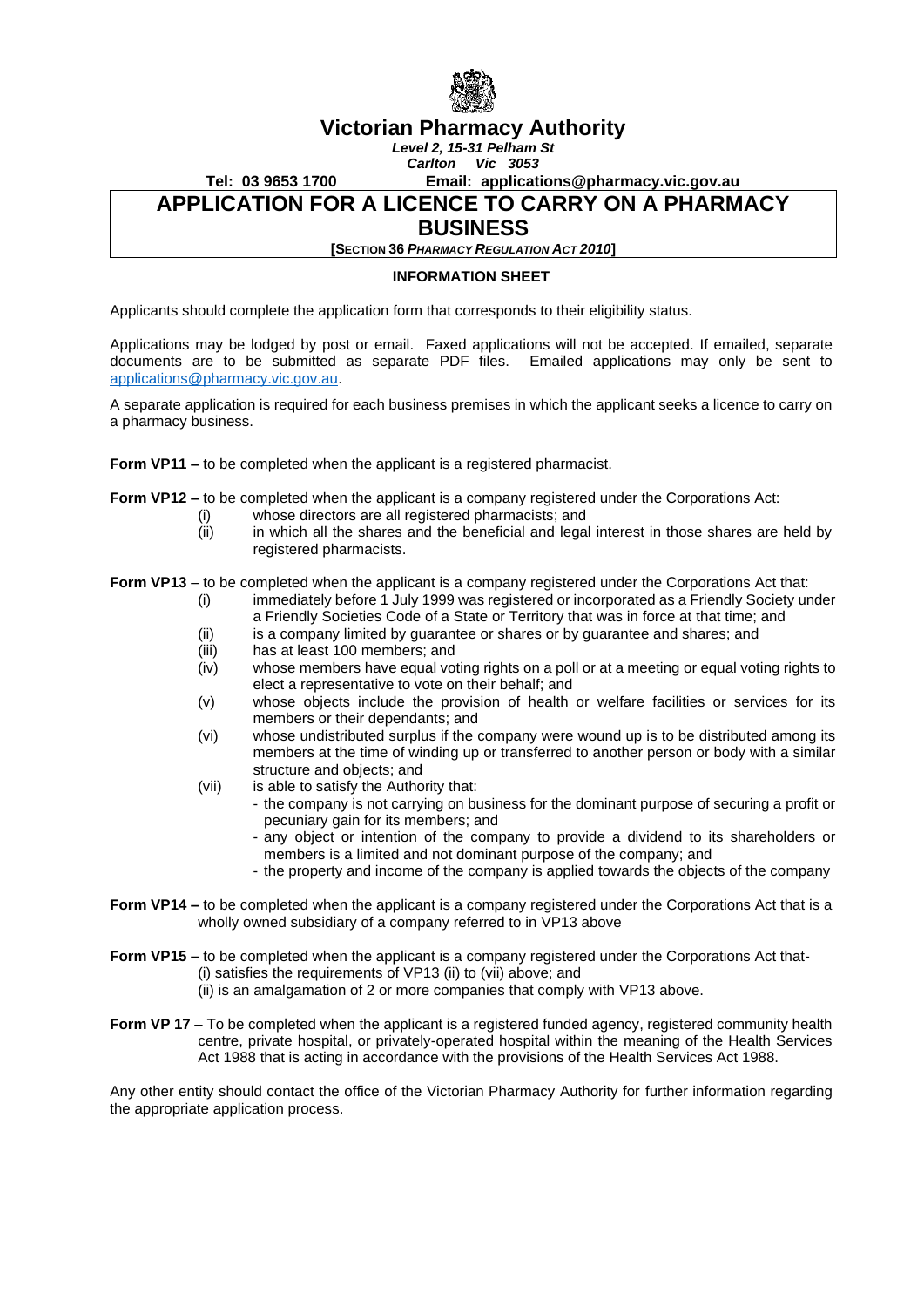# Victorian Pharmacy Authority

***Level 2, 15-31 Pelham St***
***Carlton Vic 3053***

**Tel: 03 9653 1700** **Email: applications@pharmacy.vic.gov.au**

## APPLICATION FOR A LICENCE TO CARRY ON A PHARMACY BUSINESS

**[SECTION 36 *PHARMACY REGULATION ACT 2010*]**

### INFORMATION SHEET

Applicants should complete the application form that corresponds to their eligibility status.

Applications may be lodged by post or email. Faxed applications will not be accepted. If emailed, separate documents are to be submitted as separate PDF files. Emailed applications may only be sent to applications@pharmacy.vic.gov.au.

A separate application is required for each business premises in which the applicant seeks a licence to carry on a pharmacy business.

**Form VP11 –** to be completed when the applicant is a registered pharmacist.

**Form VP12 –** to be completed when the applicant is a company registered under the Corporations Act:

(i) whose directors are all registered pharmacists; and
(ii) in which all the shares and the beneficial and legal interest in those shares are held by registered pharmacists.

**Form VP13** – to be completed when the applicant is a company registered under the Corporations Act that:

(i) immediately before 1 July 1999 was registered or incorporated as a Friendly Society under a Friendly Societies Code of a State or Territory that was in force at that time; and
(ii) is a company limited by guarantee or shares or by guarantee and shares; and
(iii) has at least 100 members; and
(iv) whose members have equal voting rights on a poll or at a meeting or equal voting rights to elect a representative to vote on their behalf; and
(v) whose objects include the provision of health or welfare facilities or services for its members or their dependants; and
(vi) whose undistributed surplus if the company were wound up is to be distributed among its members at the time of winding up or transferred to another person or body with a similar structure and objects; and
(vii) is able to satisfy the Authority that:
- the company is not carrying on business for the dominant purpose of securing a profit or pecuniary gain for its members; and
- any object or intention of the company to provide a dividend to its shareholders or members is a limited and not dominant purpose of the company; and
- the property and income of the company is applied towards the objects of the company

**Form VP14 –** to be completed when the applicant is a company registered under the Corporations Act that is a wholly owned subsidiary of a company referred to in VP13 above

**Form VP15 –** to be completed when the applicant is a company registered under the Corporations Act that-

(i) satisfies the requirements of VP13 (ii) to (vii) above; and
(ii) is an amalgamation of 2 or more companies that comply with VP13 above.

**Form VP 17** – To be completed when the applicant is a registered funded agency, registered community health centre, private hospital, or privately-operated hospital within the meaning of the Health Services Act 1988 that is acting in accordance with the provisions of the Health Services Act 1988.

Any other entity should contact the office of the Victorian Pharmacy Authority for further information regarding the appropriate application process.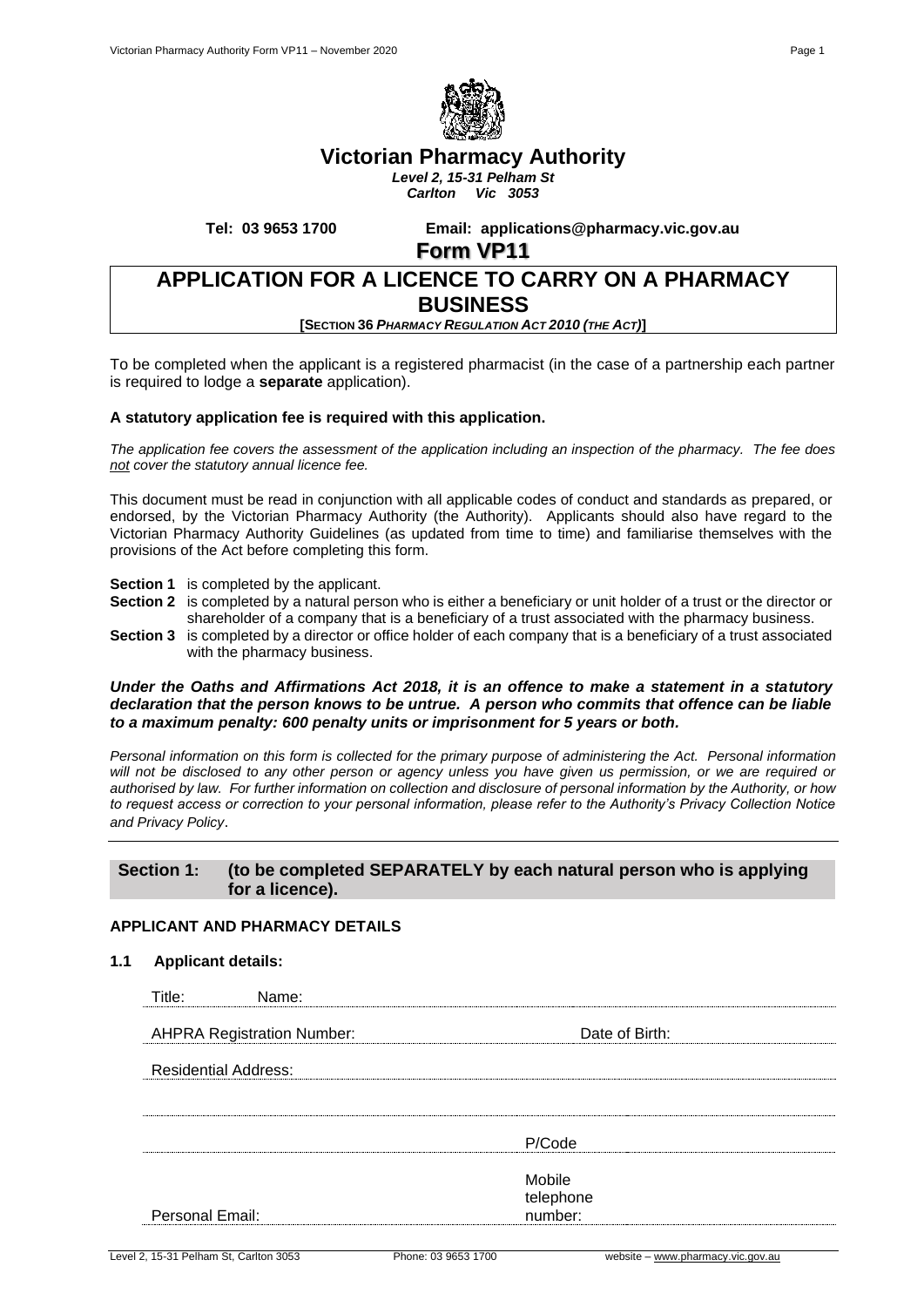# Victorian Pharmacy Authority

***Level 2, 15-31 Pelham St***
***Carlton Vic 3053***

**Tel: 03 9653 1700** **Email: applications@pharmacy.vic.gov.au**

## Form VP11

## APPLICATION FOR A LICENCE TO CARRY ON A PHARMACY BUSINESS

**[SECTION 36 *PHARMACY REGULATION ACT 2010 (THE ACT)*]**

To be completed when the applicant is a registered pharmacist (in the case of a partnership each partner is required to lodge a **separate** application).

**A statutory application fee is required with this application.**

*The application fee covers the assessment of the application including an inspection of the pharmacy. The fee does not cover the statutory annual licence fee.*

This document must be read in conjunction with all applicable codes of conduct and standards as prepared, or endorsed, by the Victorian Pharmacy Authority (the Authority). Applicants should also have regard to the Victorian Pharmacy Authority Guidelines (as updated from time to time) and familiarise themselves with the provisions of the Act before completing this form.

**Section 1** is completed by the applicant.

**Section 2** is completed by a natural person who is either a beneficiary or unit holder of a trust or the director or shareholder of a company that is a beneficiary of a trust associated with the pharmacy business.

**Section 3** is completed by a director or office holder of each company that is a beneficiary of a trust associated with the pharmacy business.

***Under the Oaths and Affirmations Act 2018, it is an offence to make a statement in a statutory declaration that the person knows to be untrue. A person who commits that offence can be liable to a maximum penalty: 600 penalty units or imprisonment for 5 years or both.***

*Personal information on this form is collected for the primary purpose of administering the Act. Personal information will not be disclosed to any other person or agency unless you have given us permission, or we are required or authorised by law. For further information on collection and disclosure of personal information by the Authority, or how to request access or correction to your personal information, please refer to the Authority's Privacy Collection Notice and Privacy Policy*.

## Section 1: (to be completed SEPARATELY by each natural person who is applying for a licence).

### APPLICANT AND PHARMACY DETAILS

**1.1 Applicant details:**

Title: Name:

AHPRA Registration Number: Date of Birth:

Residential Address:

P/Code

Personal Email: Mobile telephone number: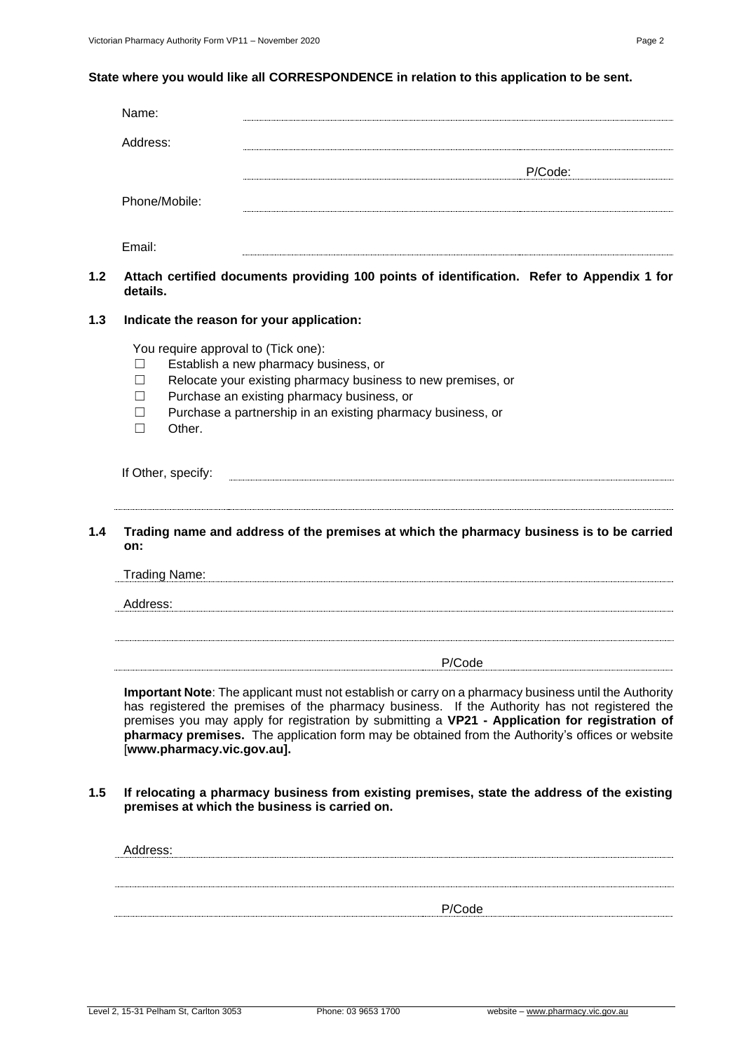**State where you would like all CORRESPONDENCE in relation to this application to be sent.**

Name: ____________________

Address: ____________________

____________________ P/Code: ________

Phone/Mobile: ____________________

Email: ____________________

**1.2 Attach certified documents providing 100 points of identification. Refer to Appendix 1 for details.**

**1.3 Indicate the reason for your application:**

You require approval to (Tick one):

- ☐ Establish a new pharmacy business, or
- ☐ Relocate your existing pharmacy business to new premises, or
- ☐ Purchase an existing pharmacy business, or
- ☐ Purchase a partnership in an existing pharmacy business, or
- ☐ Other.

If Other, specify: ____________________

____________________

**1.4 Trading name and address of the premises at which the pharmacy business is to be carried on:**

Trading Name: ____________________

Address: ____________________

____________________

____________________ P/Code ________

**Important Note**: The applicant must not establish or carry on a pharmacy business until the Authority has registered the premises of the pharmacy business. If the Authority has not registered the premises you may apply for registration by submitting a **VP21 - Application for registration of pharmacy premises.** The application form may be obtained from the Authority's offices or website [**www.pharmacy.vic.gov.au].**

**1.5 If relocating a pharmacy business from existing premises, state the address of the existing premises at which the business is carried on.**

Address: ____________________

____________________

____________________ P/Code ________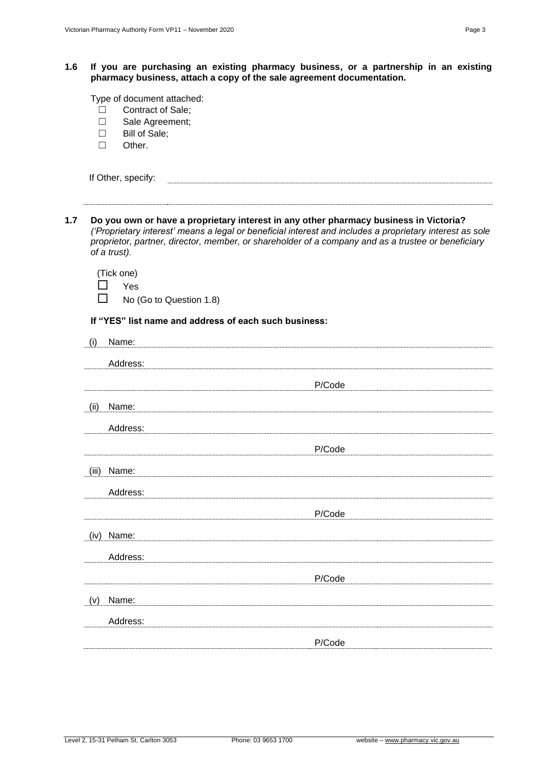**1.6 If you are purchasing an existing pharmacy business, or a partnership in an existing pharmacy business, attach a copy of the sale agreement documentation.**

Type of document attached:

- ☐ Contract of Sale;
- ☐ Sale Agreement;
- ☐ Bill of Sale;
- ☐ Other.

If Other, specify: ______________________________

**1.7 Do you own or have a proprietary interest in any other pharmacy business in Victoria?**
*('Proprietary interest' means a legal or beneficial interest and includes a proprietary interest as sole proprietor, partner, director, member, or shareholder of a company and as a trustee or beneficiary of a trust).*

(Tick one)

- ☐ Yes
- ☐ No (Go to Question 1.8)

**If "YES" list name and address of each such business:**

(i) Name: ______________________________

Address: ______________________________

______________________________ P/Code ______________

(ii) Name: ______________________________

Address: ______________________________

______________________________ P/Code ______________

(iii) Name: ______________________________

Address: ______________________________

______________________________ P/Code ______________

(iv) Name: ______________________________

Address: ______________________________

______________________________ P/Code ______________

(v) Name: ______________________________

Address: ______________________________

______________________________ P/Code ______________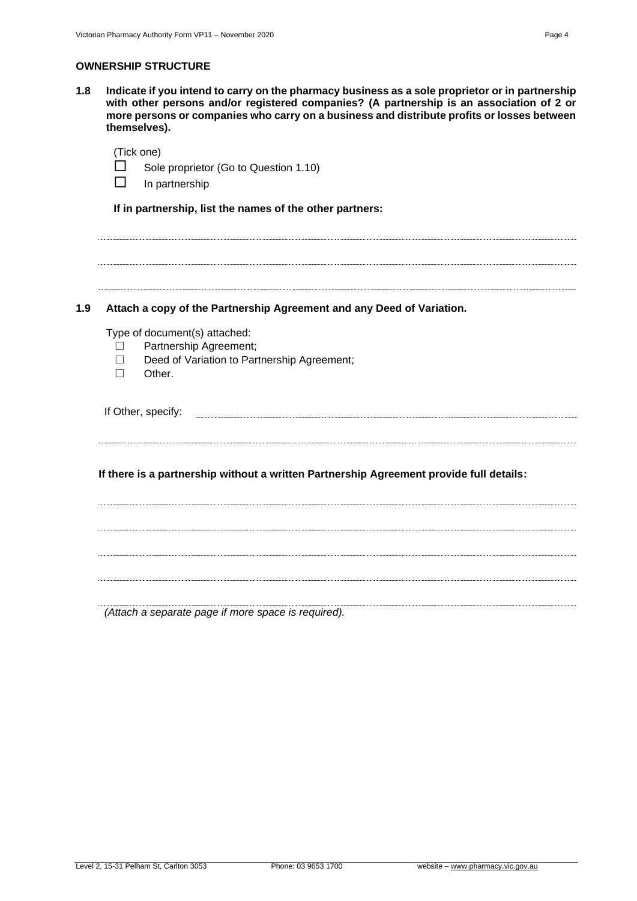## OWNERSHIP STRUCTURE

**1.8 Indicate if you intend to carry on the pharmacy business as a sole proprietor or in partnership with other persons and/or registered companies? (A partnership is an association of 2 or more persons or companies who carry on a business and distribute profits or losses between themselves).**

(Tick one)

- ☐ Sole proprietor (Go to Question 1.10)
- ☐ In partnership

**If in partnership, list the names of the other partners:**

.......................................................................................................................................................

.......................................................................................................................................................

.......................................................................................................................................................

**1.9 Attach a copy of the Partnership Agreement and any Deed of Variation.**

Type of document(s) attached:

- ☐ Partnership Agreement;
- ☐ Deed of Variation to Partnership Agreement;
- ☐ Other.

If Other, specify: ..........................................................................................................................

.......................................................................................................................................................

**If there is a partnership without a written Partnership Agreement provide full details:**

.......................................................................................................................................................

.......................................................................................................................................................

.......................................................................................................................................................

.......................................................................................................................................................

.......................................................................................................................................................

*(Attach a separate page if more space is required).*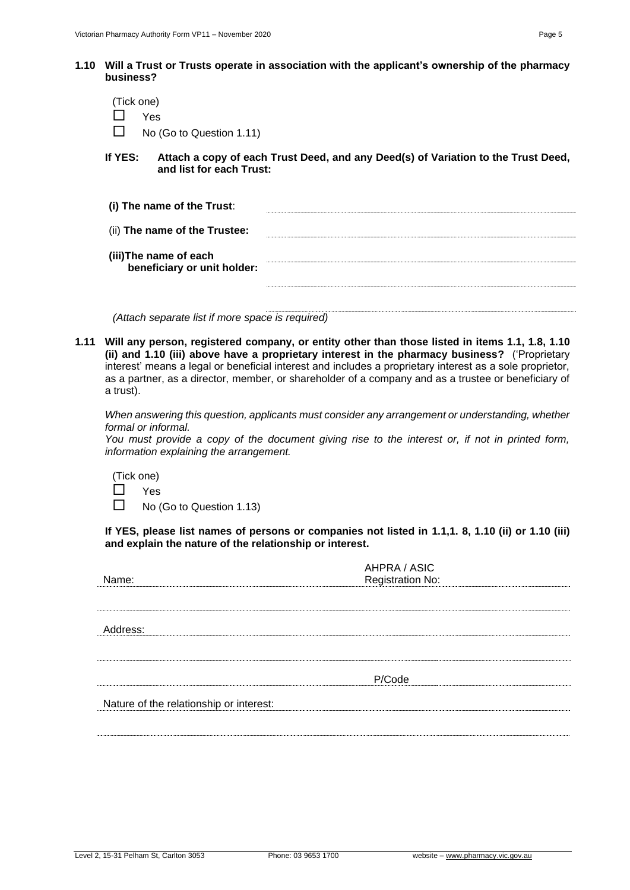**1.10 Will a Trust or Trusts operate in association with the applicant's ownership of the pharmacy business?**

(Tick one)

☐ Yes

☐ No (Go to Question 1.11)

**If YES: Attach a copy of each Trust Deed, and any Deed(s) of Variation to the Trust Deed, and list for each Trust:**

**(i) The name of the Trust**: ____________________

(ii) **The name of the Trustee:** ____________________

**(iii)The name of each beneficiary or unit holder:** ____________________

____________________

____________________

*(Attach separate list if more space is required)*

**1.11 Will any person, registered company, or entity other than those listed in items 1.1, 1.8, 1.10 (ii) and 1.10 (iii) above have a proprietary interest in the pharmacy business?** ('Proprietary interest' means a legal or beneficial interest and includes a proprietary interest as a sole proprietor, as a partner, as a director, member, or shareholder of a company and as a trustee or beneficiary of a trust).

*When answering this question, applicants must consider any arrangement or understanding, whether formal or informal.*

*You must provide a copy of the document giving rise to the interest or, if not in printed form, information explaining the arrangement.*

(Tick one)

☐ Yes

☐ No (Go to Question 1.13)

**If YES, please list names of persons or companies not listed in 1.1,1. 8, 1.10 (ii) or 1.10 (iii) and explain the nature of the relationship or interest.**

Name: ____________________ AHPRA / ASIC Registration No: ____________________

____________________

Address: ____________________

____________________

____________________ P/Code ____________________

Nature of the relationship or interest: ____________________

____________________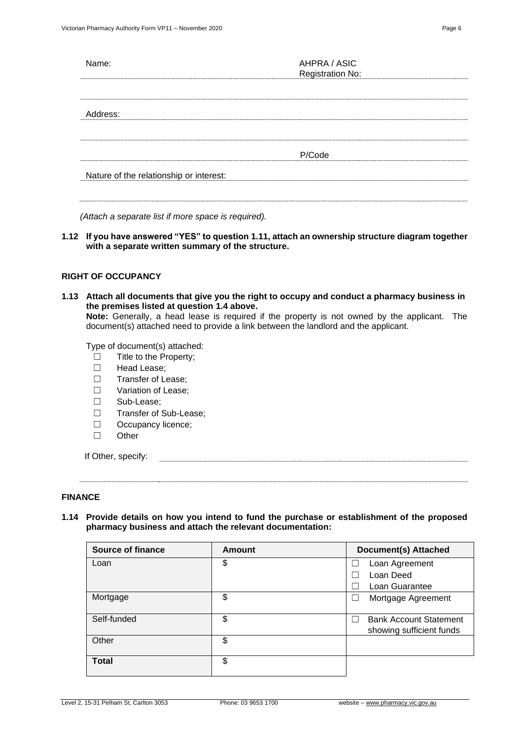Name: ______________________ AHPRA / ASIC Registration No: ______________________

_____________________________________________

Address: _____________________________________________

_____________________________________________

_____________________________ P/Code ______________

Nature of the relationship or interest: _____________________________________________

_____________________________________________

*(Attach a separate list if more space is required).*

**1.12 If you have answered "YES" to question 1.11, attach an ownership structure diagram together with a separate written summary of the structure.**

## RIGHT OF OCCUPANCY

**1.13 Attach all documents that give you the right to occupy and conduct a pharmacy business in the premises listed at question 1.4 above.**

**Note:** Generally, a head lease is required if the property is not owned by the applicant. The document(s) attached need to provide a link between the landlord and the applicant.

Type of document(s) attached:

- ☐ Title to the Property;
- ☐ Head Lease;
- ☐ Transfer of Lease;
- ☐ Variation of Lease;
- ☐ Sub-Lease;
- ☐ Transfer of Sub-Lease;
- ☐ Occupancy licence;
- ☐ Other

If Other, specify: _____________________________________________

_____________________________________________

## FINANCE

**1.14 Provide details on how you intend to fund the purchase or establishment of the proposed pharmacy business and attach the relevant documentation:**

| Source of finance | Amount | Document(s) Attached |
|---|---|---|
| Loan | $ | ☐ Loan Agreement<br>☐ Loan Deed<br>☐ Loan Guarantee |
| Mortgage | $ | ☐ Mortgage Agreement |
| Self-funded | $ | ☐ Bank Account Statement showing sufficient funds |
| Other | $ | |
| **Total** | $ | |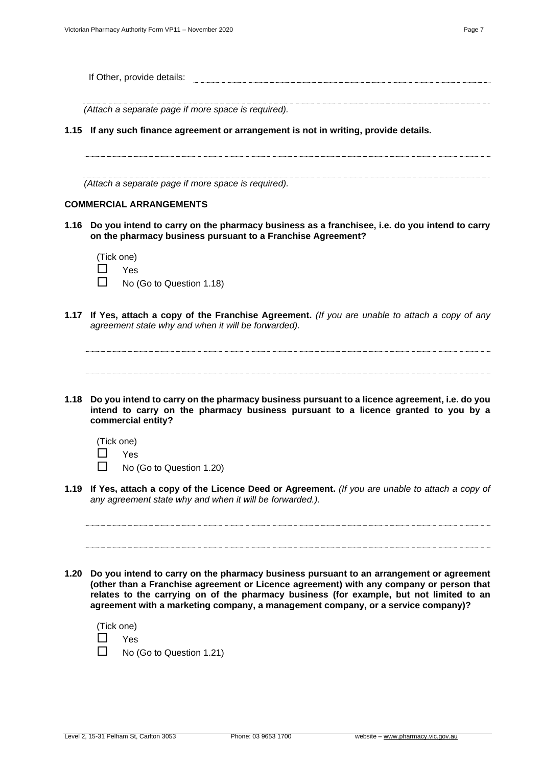If Other, provide details: ........................................................................................................

..........................................................................................................................................

*(Attach a separate page if more space is required).*

**1.15 If any such finance agreement or arrangement is not in writing, provide details.**

..........................................................................................................................................

..........................................................................................................................................

*(Attach a separate page if more space is required).*

**COMMERCIAL ARRANGEMENTS**

**1.16 Do you intend to carry on the pharmacy business as a franchisee, i.e. do you intend to carry on the pharmacy business pursuant to a Franchise Agreement?**

(Tick one)

☐ Yes

☐ No (Go to Question 1.18)

**1.17 If Yes, attach a copy of the Franchise Agreement.** *(If you are unable to attach a copy of any agreement state why and when it will be forwarded).*

..........................................................................................................................................

..........................................................................................................................................

**1.18 Do you intend to carry on the pharmacy business pursuant to a licence agreement, i.e. do you intend to carry on the pharmacy business pursuant to a licence granted to you by a commercial entity?**

(Tick one)

☐ Yes

☐ No (Go to Question 1.20)

**1.19 If Yes, attach a copy of the Licence Deed or Agreement.** *(If you are unable to attach a copy of any agreement state why and when it will be forwarded.).*

..........................................................................................................................................

..........................................................................................................................................

**1.20 Do you intend to carry on the pharmacy business pursuant to an arrangement or agreement (other than a Franchise agreement or Licence agreement) with any company or person that relates to the carrying on of the pharmacy business (for example, but not limited to an agreement with a marketing company, a management company, or a service company)?**

(Tick one)

☐ Yes

☐ No (Go to Question 1.21)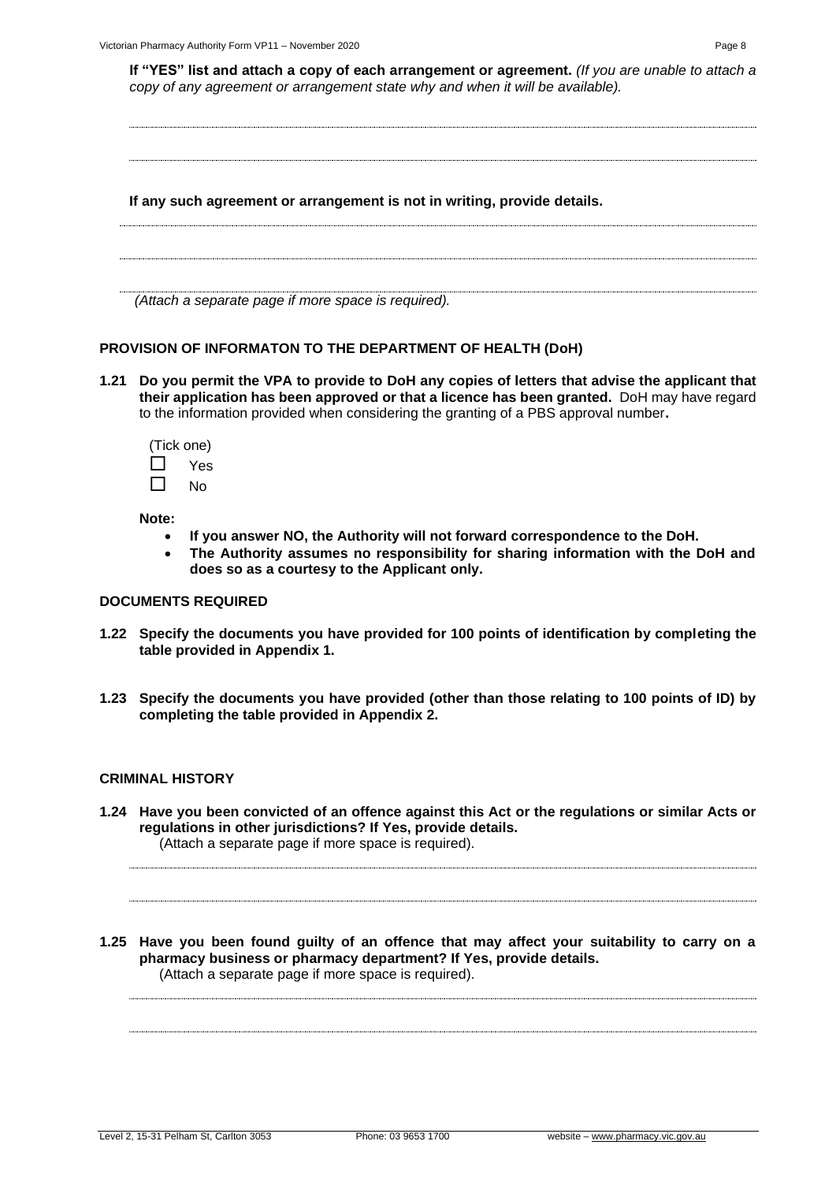**If "YES" list and attach a copy of each arrangement or agreement.** *(If you are unable to attach a copy of any agreement or arrangement state why and when it will be available).*

**If any such agreement or arrangement is not in writing, provide details.**

*(Attach a separate page if more space is required).*

## PROVISION OF INFORMATON TO THE DEPARTMENT OF HEALTH (DoH)

**1.21 Do you permit the VPA to provide to DoH any copies of letters that advise the applicant that their application has been approved or that a licence has been granted.** DoH may have regard to the information provided when considering the granting of a PBS approval number**.**

(Tick one)

☐ Yes

☐ No

**Note:**

- **If you answer NO, the Authority will not forward correspondence to the DoH.**
- **The Authority assumes no responsibility for sharing information with the DoH and does so as a courtesy to the Applicant only.**

## DOCUMENTS REQUIRED

**1.22 Specify the documents you have provided for 100 points of identification by completing the table provided in Appendix 1.**

**1.23 Specify the documents you have provided (other than those relating to 100 points of ID) by completing the table provided in Appendix 2.**

## CRIMINAL HISTORY

**1.24 Have you been convicted of an offence against this Act or the regulations or similar Acts or regulations in other jurisdictions? If Yes, provide details.**
(Attach a separate page if more space is required).

**1.25 Have you been found guilty of an offence that may affect your suitability to carry on a pharmacy business or pharmacy department? If Yes, provide details.**
(Attach a separate page if more space is required).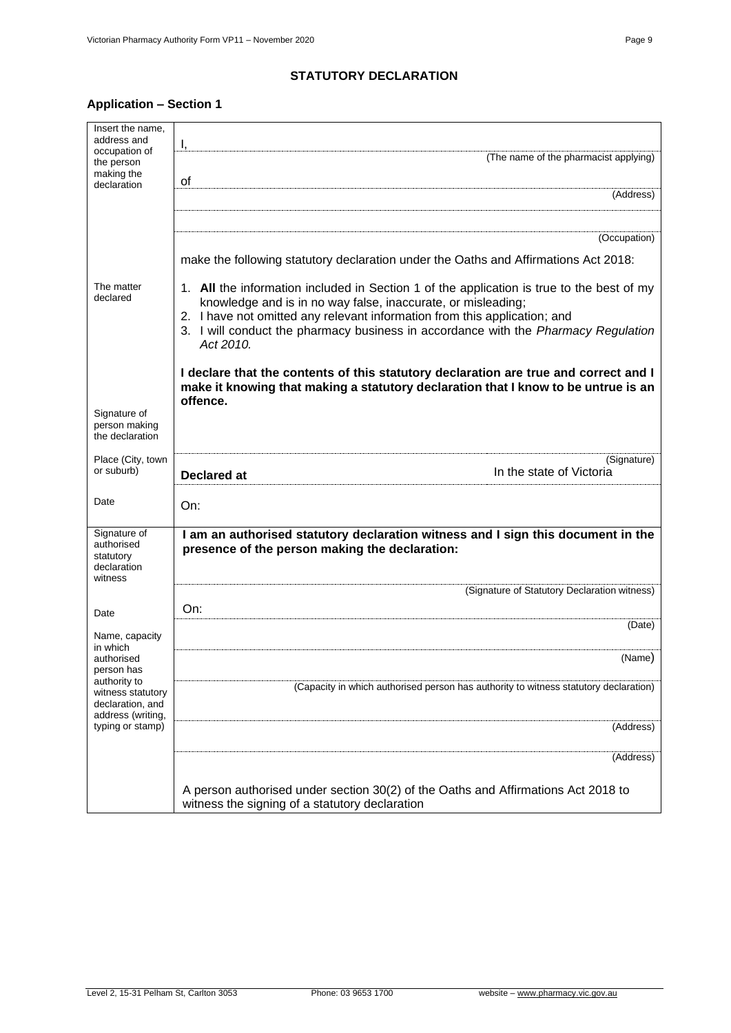## STATUTORY DECLARATION

### Application – Section 1

| | |
|---|---|
| Insert the name, address and occupation of the person making the declaration | I,<br>(The name of the pharmacist applying)<br>of<br>(Address)<br><br>(Occupation)<br>make the following statutory declaration under the Oaths and Affirmations Act 2018: |
| The matter declared | 1. **All** the information included in Section 1 of the application is true to the best of my knowledge and is in no way false, inaccurate, or misleading;<br>2. I have not omitted any relevant information from this application; and<br>3. I will conduct the pharmacy business in accordance with the *Pharmacy Regulation Act 2010.*<br><br>**I declare that the contents of this statutory declaration are true and correct and I make it knowing that making a statutory declaration that I know to be untrue is an offence.** |
| Signature of person making the declaration | (Signature) |
| Place (City, town or suburb) | **Declared at** In the state of Victoria |
| Date | On: |
| Signature of authorised statutory declaration witness | **I am an authorised statutory declaration witness and I sign this document in the presence of the person making the declaration:**<br>(Signature of Statutory Declaration witness) |
| Date | On:<br>(Date) |
| Name, capacity in which authorised person has authority to witness statutory declaration, and address (writing, typing or stamp) | (Name)<br>(Capacity in which authorised person has authority to witness statutory declaration)<br>(Address)<br>(Address)<br>A person authorised under section 30(2) of the Oaths and Affirmations Act 2018 to witness the signing of a statutory declaration |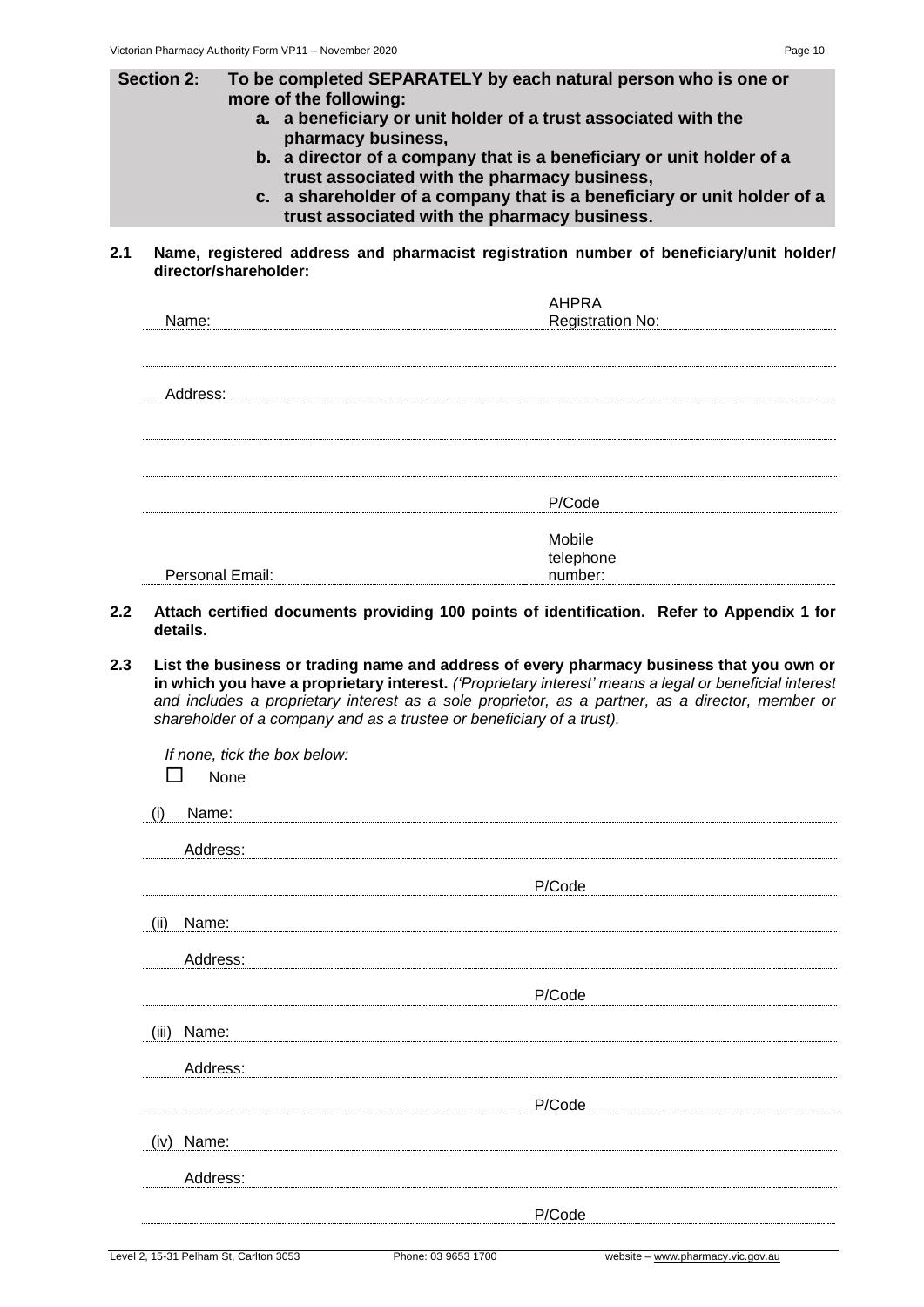**Section 2: To be completed SEPARATELY by each natural person who is one or more of the following:**

**a. a beneficiary or unit holder of a trust associated with the pharmacy business,**

**b. a director of a company that is a beneficiary or unit holder of a trust associated with the pharmacy business,**

**c. a shareholder of a company that is a beneficiary or unit holder of a trust associated with the pharmacy business.**

**2.1 Name, registered address and pharmacist registration number of beneficiary/unit holder/ director/shareholder:**

Name: ____________________ AHPRA Registration No: ____________________

____________________________________________

Address: ____________________________________________

____________________________________________

____________________________________________

____________________ P/Code ____________________

Personal Email: ____________________ Mobile telephone number: ____________________

**2.2 Attach certified documents providing 100 points of identification. Refer to Appendix 1 for details.**

**2.3 List the business or trading name and address of every pharmacy business that you own or in which you have a proprietary interest.** *('Proprietary interest' means a legal or beneficial interest and includes a proprietary interest as a sole proprietor, as a partner, as a director, member or shareholder of a company and as a trustee or beneficiary of a trust).*

*If none, tick the box below:*

☐ None

(i) Name: ____________________________________________

Address: ____________________________________________

____________________ P/Code ____________________

(ii) Name: ____________________________________________

Address: ____________________________________________

____________________ P/Code ____________________

(iii) Name: ____________________________________________

Address: ____________________________________________

____________________ P/Code ____________________

(iv) Name: ____________________________________________

Address: ____________________________________________

____________________ P/Code ____________________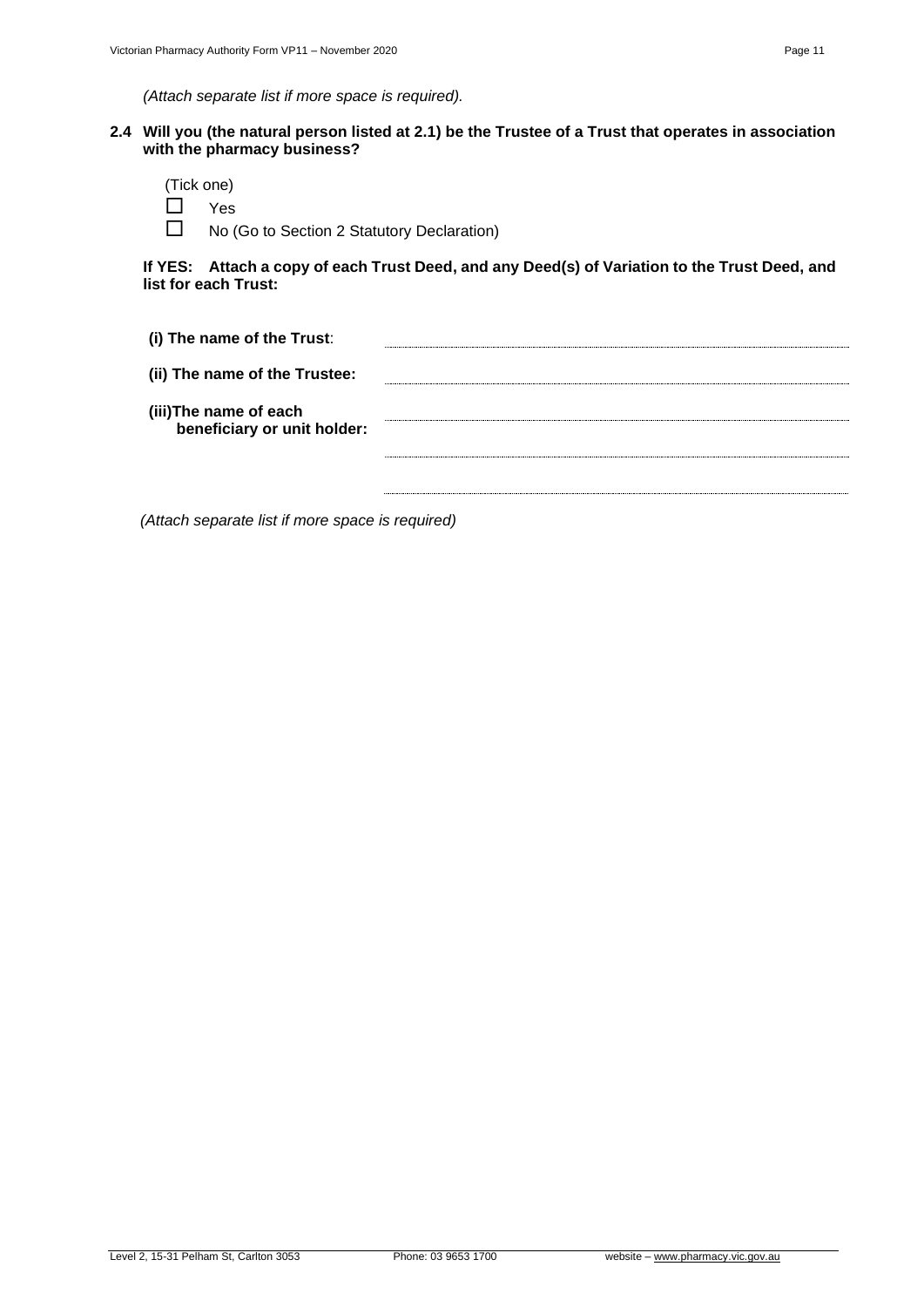*(Attach separate list if more space is required).*

**2.4 Will you (the natural person listed at 2.1) be the Trustee of a Trust that operates in association with the pharmacy business?**

(Tick one)

☐ Yes

☐ No (Go to Section 2 Statutory Declaration)

**If YES: Attach a copy of each Trust Deed, and any Deed(s) of Variation to the Trust Deed, and list for each Trust:**

**(i) The name of the Trust**: ...................................................................

**(ii) The name of the Trustee:** ...................................................................

**(iii)The name of each beneficiary or unit holder:** ...................................................................

...................................................................

...................................................................

*(Attach separate list if more space is required)*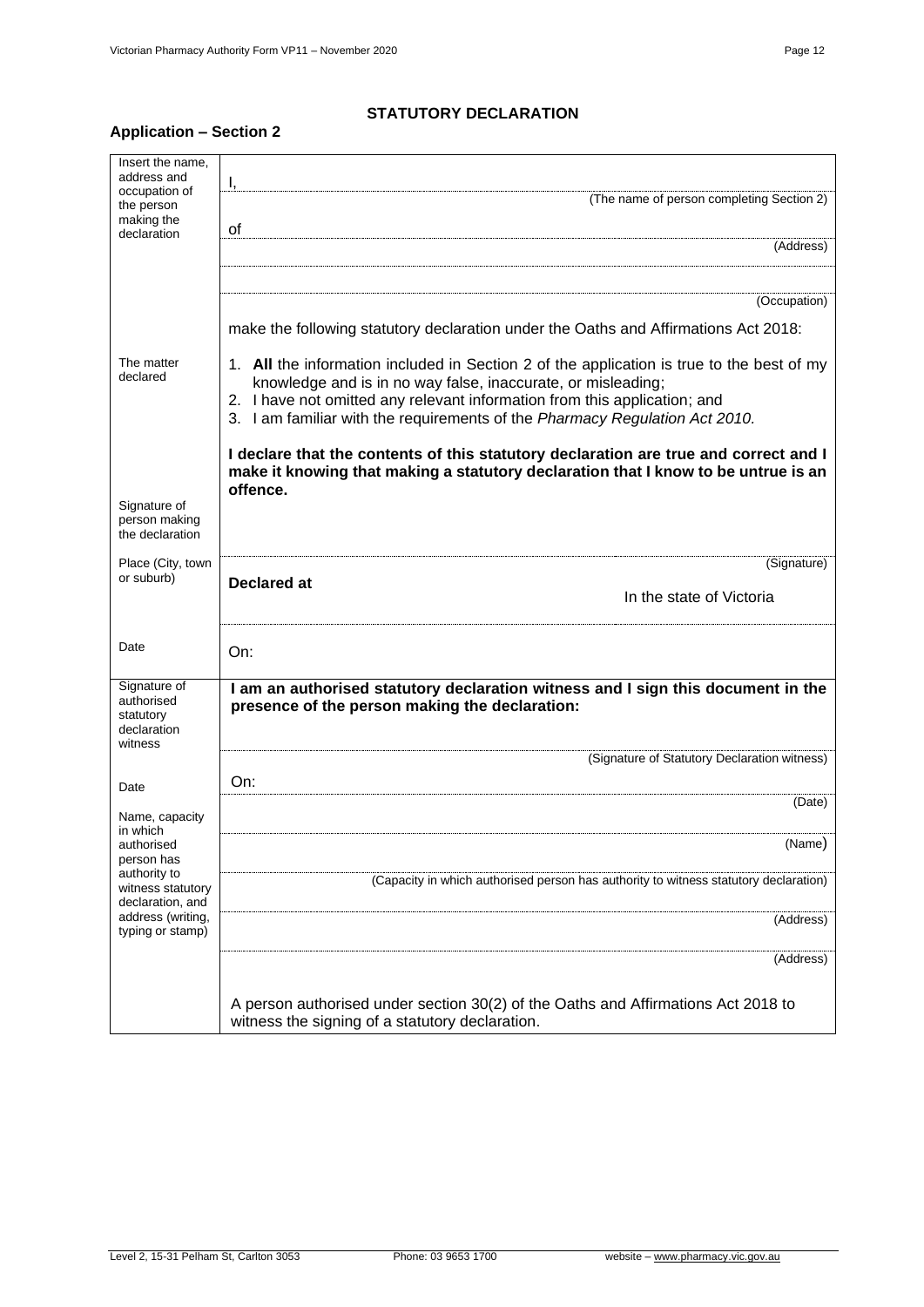## STATUTORY DECLARATION

### Application – Section 2

| | |
|---|---|
| Insert the name, address and occupation of the person making the declaration | I, ............................................................ (The name of person completing Section 2)<br><br>of ............................................................ (Address)<br><br>............................................................<br><br>............................................................ (Occupation)<br><br>make the following statutory declaration under the Oaths and Affirmations Act 2018: |
| The matter declared | 1. **All** the information included in Section 2 of the application is true to the best of my knowledge and is in no way false, inaccurate, or misleading;<br>2. I have not omitted any relevant information from this application; and<br>3. I am familiar with the requirements of the *Pharmacy Regulation Act 2010.*<br><br>**I declare that the contents of this statutory declaration are true and correct and I make it knowing that making a statutory declaration that I know to be untrue is an offence.** |
| Signature of person making the declaration | ............................................................ (Signature) |
| Place (City, town or suburb) | **Declared at** ............................................................ In the state of Victoria |
| Date | On: ............................................................ |
| Signature of authorised statutory declaration witness | **I am an authorised statutory declaration witness and I sign this document in the presence of the person making the declaration:**<br><br>............................................................ (Signature of Statutory Declaration witness) |
| Date | On: ............................................................ (Date) |
| Name, capacity in which authorised person has authority to witness statutory declaration, and address (writing, typing or stamp) | ............................................................ (Name)<br><br>............................................................ (Capacity in which authorised person has authority to witness statutory declaration)<br><br>............................................................ (Address)<br><br>............................................................ (Address)<br><br>A person authorised under section 30(2) of the Oaths and Affirmations Act 2018 to witness the signing of a statutory declaration. |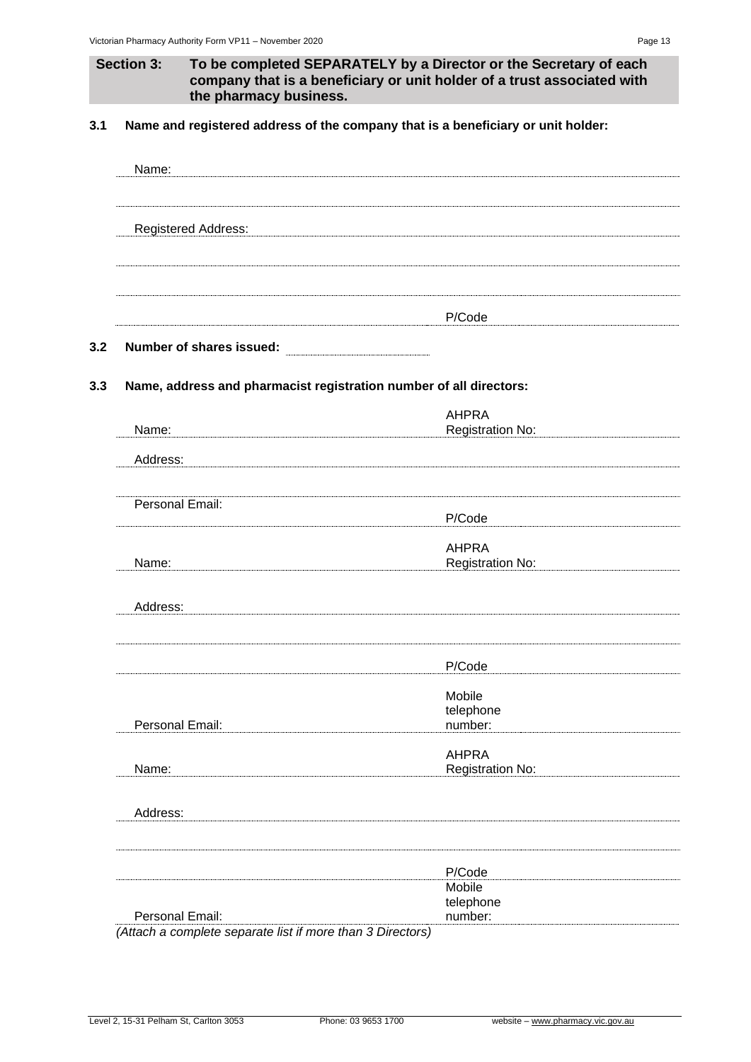## Section 3: To be completed SEPARATELY by a Director or the Secretary of each company that is a beneficiary or unit holder of a trust associated with the pharmacy business.

**3.1 Name and registered address of the company that is a beneficiary or unit holder:**

Name: ..............................................................................................................

..............................................................................................................

Registered Address: ..............................................................................................................

..............................................................................................................

..............................................................................................................

.............................................................................. P/Code ..............................

**3.2 Number of shares issued:** ..............................

**3.3 Name, address and pharmacist registration number of all directors:**

Name: .............................................. AHPRA Registration No: ..............................

Address: ..............................................................................................................

..............................................................................................................

Personal Email: .............................................. P/Code ..............................

Name: .............................................. AHPRA Registration No: ..............................

Address: ..............................................................................................................

..............................................................................................................

.............................................................................. P/Code ..............................

Personal Email: .............................................. Mobile telephone number: ..............................

Name: .............................................. AHPRA Registration No: ..............................

Address: ..............................................................................................................

..............................................................................................................

.............................................................................. P/Code ..............................

Personal Email: .............................................. Mobile telephone number: ..............................

*(Attach a complete separate list if more than 3 Directors)*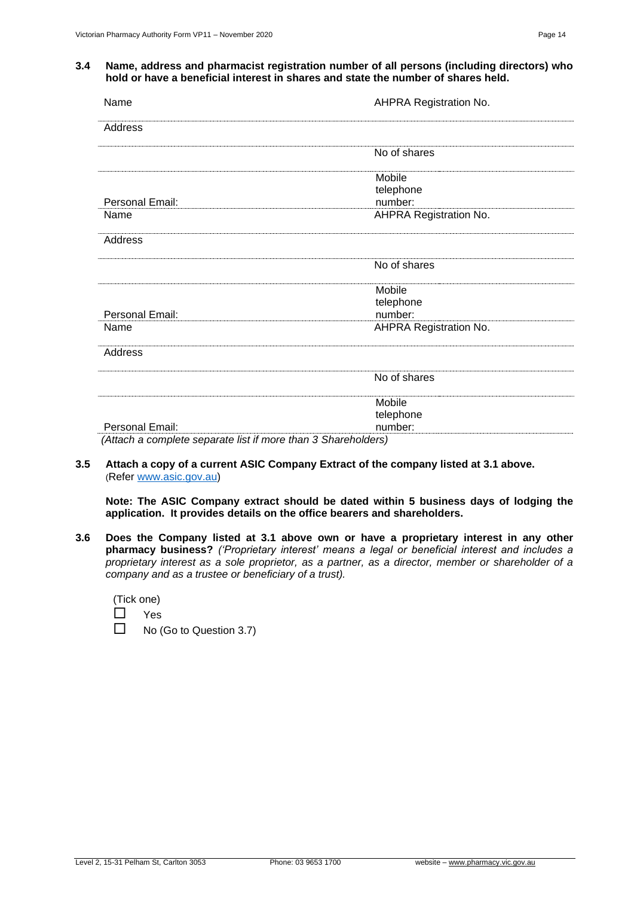**3.4 Name, address and pharmacist registration number of all persons (including directors) who hold or have a beneficial interest in shares and state the number of shares held.**

| | |
|---|---|
| Name | AHPRA Registration No. |
| Address | |
| | No of shares |
| Personal Email: | Mobile telephone number: |
| Name | AHPRA Registration No. |
| Address | |
| | No of shares |
| Personal Email: | Mobile telephone number: |
| Name | AHPRA Registration No. |
| Address | |
| | No of shares |
| Personal Email: | Mobile telephone number: |

*(Attach a complete separate list if more than 3 Shareholders)*

**3.5 Attach a copy of a current ASIC Company Extract of the company listed at 3.1 above.** (Refer www.asic.gov.au)

**Note: The ASIC Company extract should be dated within 5 business days of lodging the application. It provides details on the office bearers and shareholders.**

**3.6 Does the Company listed at 3.1 above own or have a proprietary interest in any other pharmacy business?** *('Proprietary interest' means a legal or beneficial interest and includes a proprietary interest as a sole proprietor, as a partner, as a director, member or shareholder of a company and as a trustee or beneficiary of a trust).*

(Tick one)

☐ Yes

☐ No (Go to Question 3.7)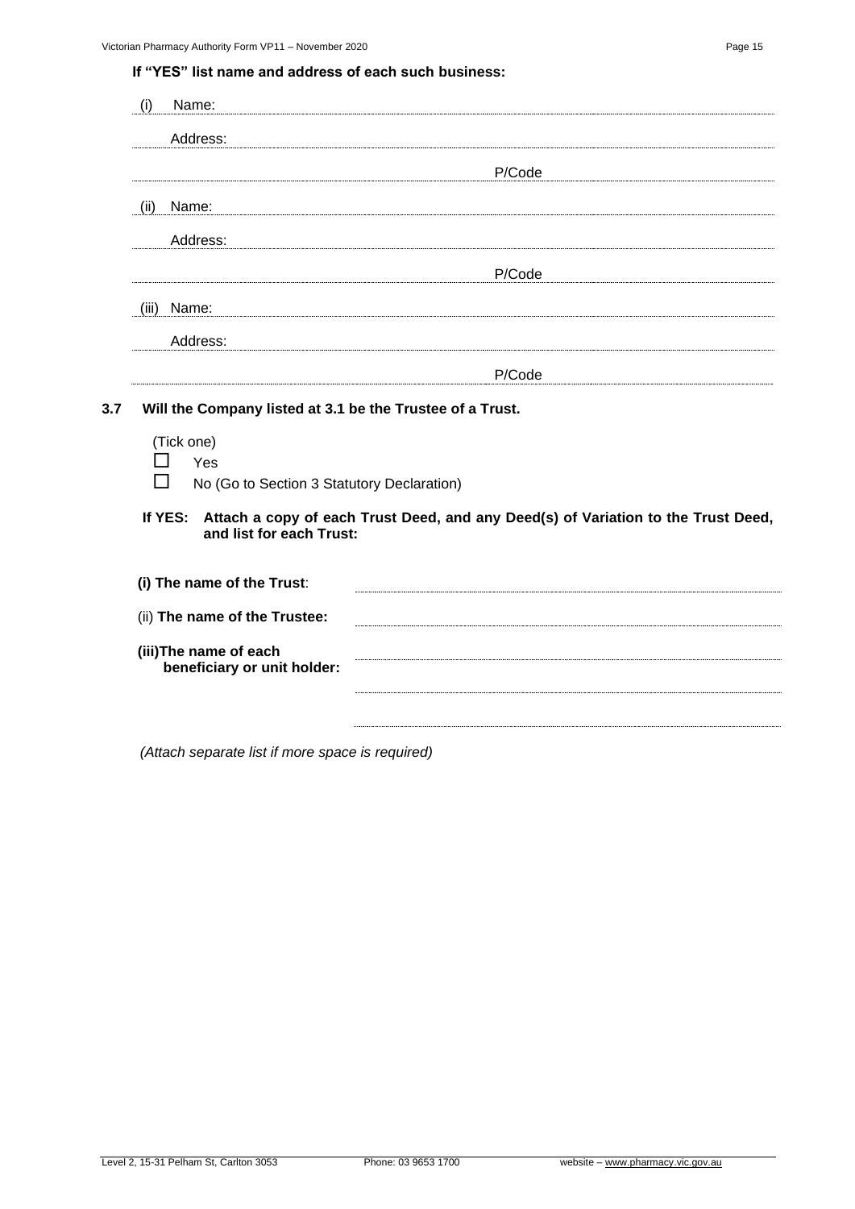**If "YES" list name and address of each such business:**

(i) Name: ..............................................................................................................

Address: ..............................................................................................................

.............................................................................................. P/Code ..............................

(ii) Name: ..............................................................................................................

Address: ..............................................................................................................

.............................................................................................. P/Code ..............................

(iii) Name: ..............................................................................................................

Address: ..............................................................................................................

.............................................................................................. P/Code ..............................

## 3.7 Will the Company listed at 3.1 be the Trustee of a Trust.

(Tick one)

☐ Yes

☐ No (Go to Section 3 Statutory Declaration)

**If YES: Attach a copy of each Trust Deed, and any Deed(s) of Variation to the Trust Deed, and list for each Trust:**

**(i) The name of the Trust**: ..............................................................................................................

(ii) **The name of the Trustee:** ..............................................................................................................

**(iii)The name of each beneficiary or unit holder:** ..............................................................................................................

..............................................................................................................

..............................................................................................................

*(Attach separate list if more space is required)*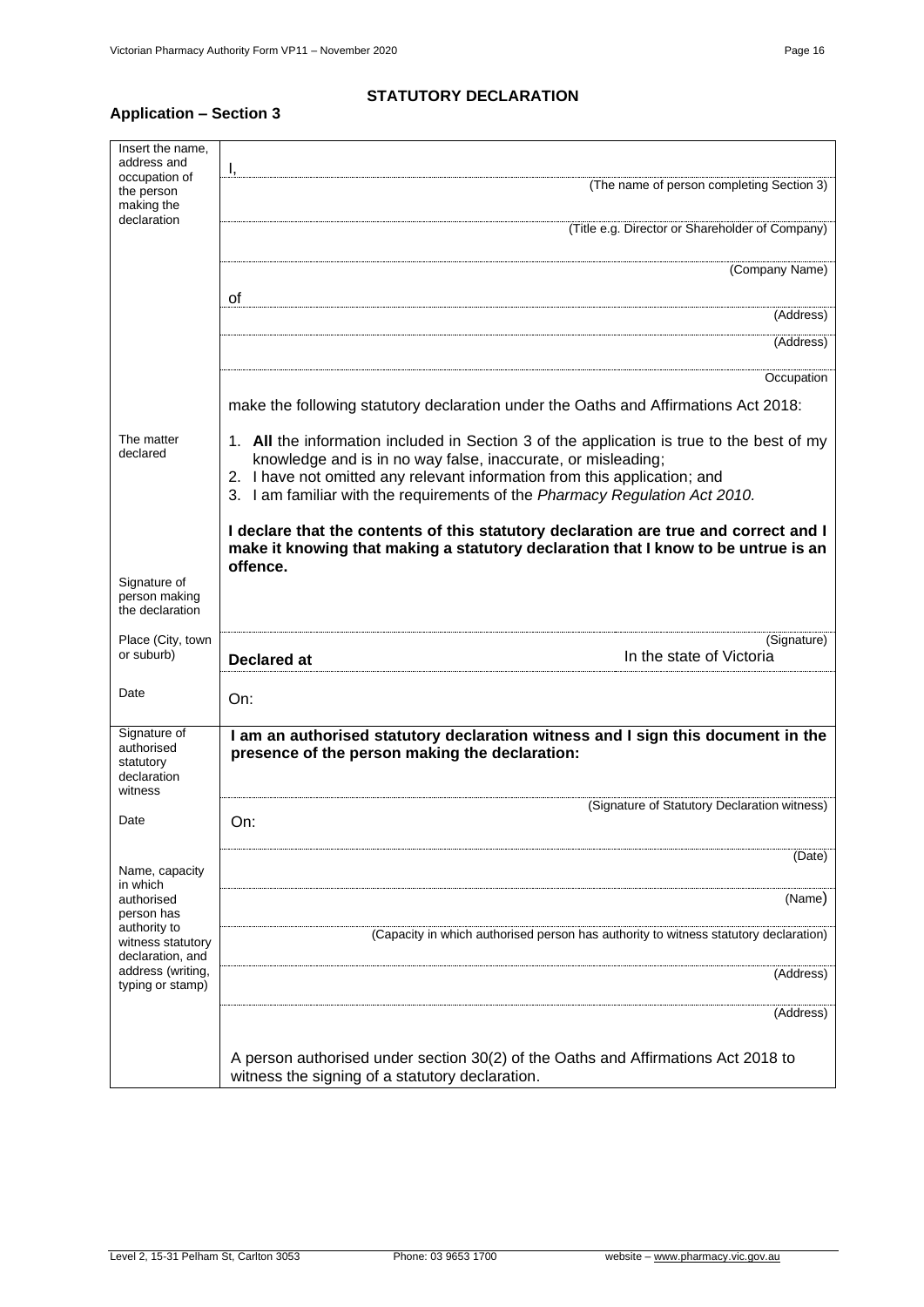## STATUTORY DECLARATION

### Application – Section 3

| | |
|---|---|
| Insert the name, address and occupation of the person making the declaration | I, ......................................................................................... (The name of person completing Section 3)<br>......................................................................................... (Title e.g. Director or Shareholder of Company)<br>......................................................................................... (Company Name)<br>of ......................................................................................... (Address)<br>......................................................................................... (Address)<br>......................................................................................... Occupation<br>make the following statutory declaration under the Oaths and Affirmations Act 2018: |
| The matter declared | 1. **All** the information included in Section 3 of the application is true to the best of my knowledge and is in no way false, inaccurate, or misleading;<br>2. I have not omitted any relevant information from this application; and<br>3. I am familiar with the requirements of the *Pharmacy Regulation Act 2010.*<br><br>**I declare that the contents of this statutory declaration are true and correct and I make it knowing that making a statutory declaration that I know to be untrue is an offence.** |
| Signature of person making the declaration | ......................................................................................... (Signature) |
| Place (City, town or suburb) | **Declared at** ......................................................................................... In the state of Victoria |
| Date | On: |
| Signature of authorised statutory declaration witness | **I am an authorised statutory declaration witness and I sign this document in the presence of the person making the declaration:**<br>......................................................................................... (Signature of Statutory Declaration witness) |
| Date | On: ......................................................................................... (Date) |
| Name, capacity in which authorised person has authority to witness statutory declaration, and address (writing, typing or stamp) | ......................................................................................... (Name)<br>......................................................................................... (Capacity in which authorised person has authority to witness statutory declaration)<br>......................................................................................... (Address)<br>......................................................................................... (Address)<br><br>A person authorised under section 30(2) of the Oaths and Affirmations Act 2018 to witness the signing of a statutory declaration. |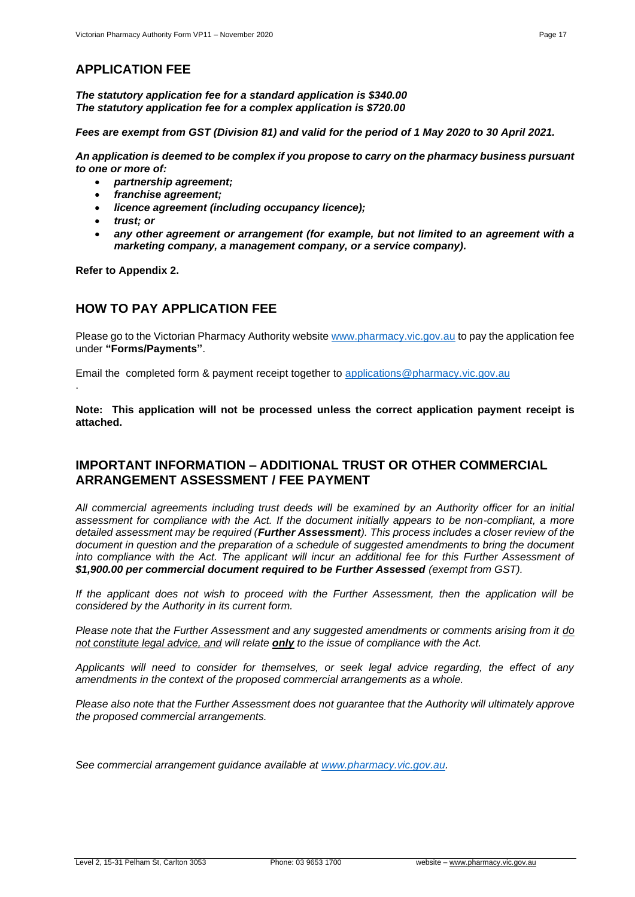## APPLICATION FEE

***The statutory application fee for a standard application is $340.00***
***The statutory application fee for a complex application is $720.00***

***Fees are exempt from GST (Division 81) and valid for the period of 1 May 2020 to 30 April 2021.***

***An application is deemed to be complex if you propose to carry on the pharmacy business pursuant to one or more of:***

- ***partnership agreement;***
- ***franchise agreement;***
- ***licence agreement (including occupancy licence);***
- ***trust; or***
- ***any other agreement or arrangement (for example, but not limited to an agreement with a marketing company, a management company, or a service company).***

**Refer to Appendix 2.**

## HOW TO PAY APPLICATION FEE

Please go to the Victorian Pharmacy Authority website www.pharmacy.vic.gov.au to pay the application fee under **"Forms/Payments"**.

Email the completed form & payment receipt together to applications@pharmacy.vic.gov.au

.

**Note: This application will not be processed unless the correct application payment receipt is attached.**

## IMPORTANT INFORMATION – ADDITIONAL TRUST OR OTHER COMMERCIAL ARRANGEMENT ASSESSMENT / FEE PAYMENT

*All commercial agreements including trust deeds will be examined by an Authority officer for an initial assessment for compliance with the Act. If the document initially appears to be non-compliant, a more detailed assessment may be required (**Further Assessment**). This process includes a closer review of the document in question and the preparation of a schedule of suggested amendments to bring the document into compliance with the Act. The applicant will incur an additional fee for this Further Assessment of **$1,900.00 per commercial document required to be Further Assessed** (exempt from GST).*

*If the applicant does not wish to proceed with the Further Assessment, then the application will be considered by the Authority in its current form.*

*Please note that the Further Assessment and any suggested amendments or comments arising from it do not constitute legal advice, and will relate **only** to the issue of compliance with the Act.*

*Applicants will need to consider for themselves, or seek legal advice regarding, the effect of any amendments in the context of the proposed commercial arrangements as a whole.*

*Please also note that the Further Assessment does not guarantee that the Authority will ultimately approve the proposed commercial arrangements.*

*See commercial arrangement guidance available at www.pharmacy.vic.gov.au.*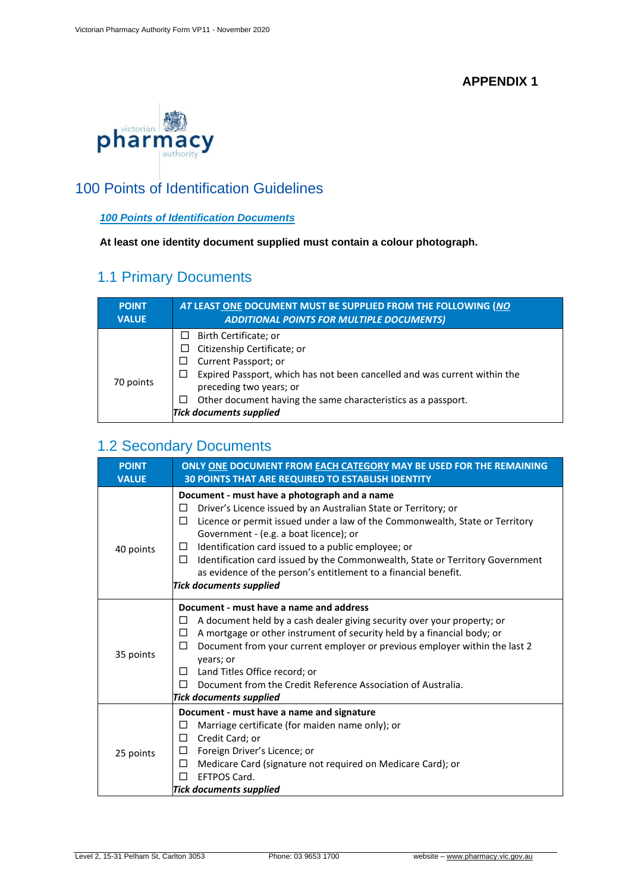**APPENDIX 1**

## 100 Points of Identification Guidelines

***100 Points of Identification Documents***

**At least one identity document supplied must contain a colour photograph.**

### 1.1 Primary Documents

| POINT VALUE | *AT* LEAST ONE DOCUMENT MUST BE SUPPLIED FROM THE FOLLOWING (*NO ADDITIONAL POINTS FOR MULTIPLE DOCUMENTS)* |
|---|---|
| 70 points | ☐ Birth Certificate; or<br>☐ Citizenship Certificate; or<br>☐ Current Passport; or<br>☐ Expired Passport, which has not been cancelled and was current within the preceding two years; or<br>☐ Other document having the same characteristics as a passport.<br>***Tick documents supplied*** |

### 1.2 Secondary Documents

| POINT VALUE | ONLY ONE DOCUMENT FROM EACH CATEGORY MAY BE USED FOR THE REMAINING 30 POINTS THAT ARE REQUIRED TO ESTABLISH IDENTITY |
|---|---|
| 40 points | **Document - must have a photograph and a name**<br>☐ Driver's Licence issued by an Australian State or Territory; or<br>☐ Licence or permit issued under a law of the Commonwealth, State or Territory Government - (e.g. a boat licence); or<br>☐ Identification card issued to a public employee; or<br>☐ Identification card issued by the Commonwealth, State or Territory Government as evidence of the person's entitlement to a financial benefit.<br>***Tick documents supplied*** |
| 35 points | **Document - must have a name and address**<br>☐ A document held by a cash dealer giving security over your property; or<br>☐ A mortgage or other instrument of security held by a financial body; or<br>☐ Document from your current employer or previous employer within the last 2 years; or<br>☐ Land Titles Office record; or<br>☐ Document from the Credit Reference Association of Australia.<br>***Tick documents supplied*** |
| 25 points | **Document - must have a name and signature**<br>☐ Marriage certificate (for maiden name only); or<br>☐ Credit Card; or<br>☐ Foreign Driver's Licence; or<br>☐ Medicare Card (signature not required on Medicare Card); or<br>☐ EFTPOS Card.<br>***Tick documents supplied*** |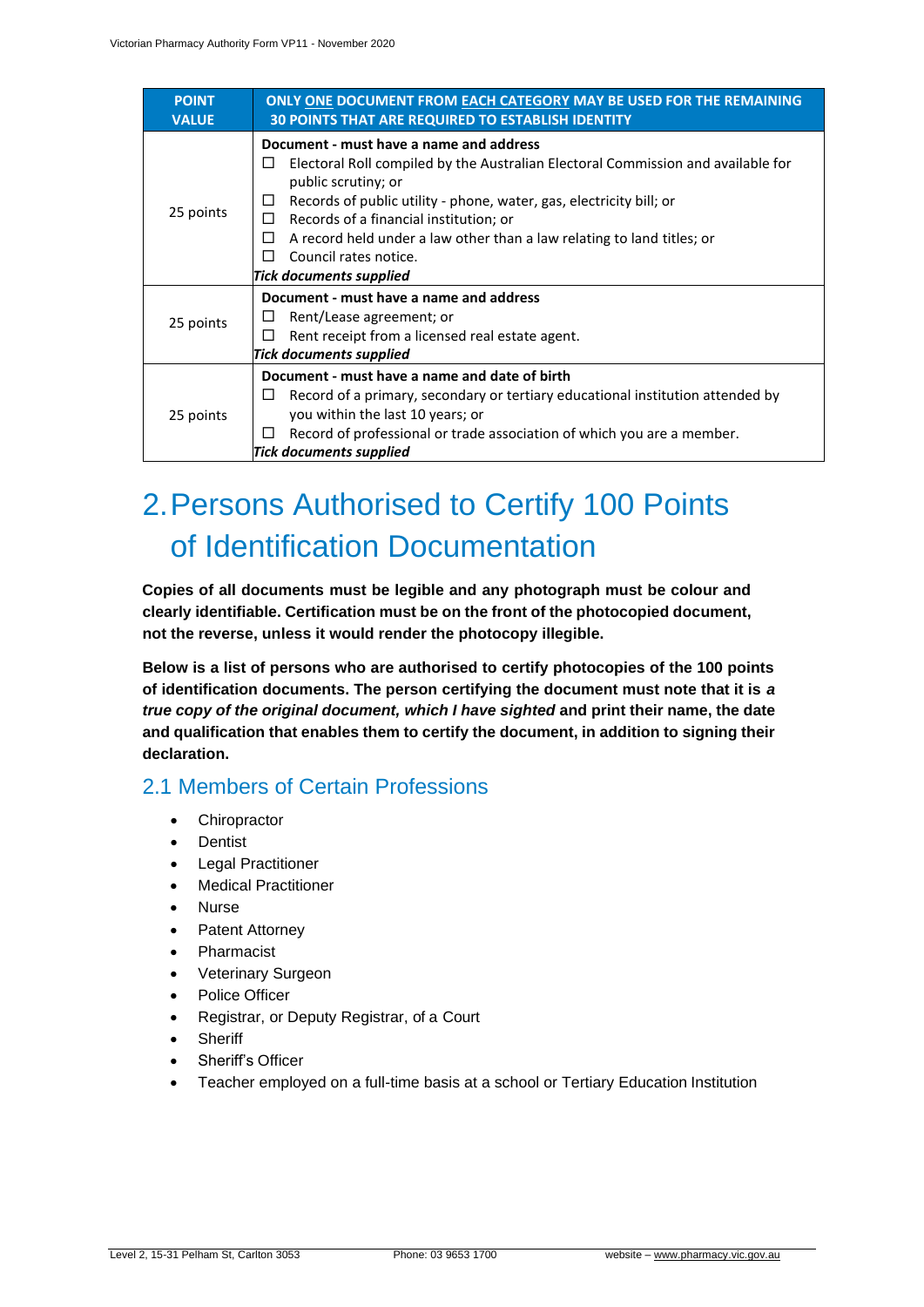| POINT VALUE | ONLY ONE DOCUMENT FROM EACH CATEGORY MAY BE USED FOR THE REMAINING 30 POINTS THAT ARE REQUIRED TO ESTABLISH IDENTITY |
| --- | --- |
| 25 points | **Document - must have a name and address**<br>☐ Electoral Roll compiled by the Australian Electoral Commission and available for public scrutiny; or<br>☐ Records of public utility - phone, water, gas, electricity bill; or<br>☐ Records of a financial institution; or<br>☐ A record held under a law other than a law relating to land titles; or<br>☐ Council rates notice.<br>***Tick documents supplied*** |
| 25 points | **Document - must have a name and address**<br>☐ Rent/Lease agreement; or<br>☐ Rent receipt from a licensed real estate agent.<br>***Tick documents supplied*** |
| 25 points | **Document - must have a name and date of birth**<br>☐ Record of a primary, secondary or tertiary educational institution attended by you within the last 10 years; or<br>☐ Record of professional or trade association of which you are a member.<br>***Tick documents supplied*** |

# 2. Persons Authorised to Certify 100 Points of Identification Documentation

**Copies of all documents must be legible and any photograph must be colour and clearly identifiable. Certification must be on the front of the photocopied document, not the reverse, unless it would render the photocopy illegible.**

**Below is a list of persons who are authorised to certify photocopies of the 100 points of identification documents. The person certifying the document must note that it is *a true copy of the original document, which I have sighted* and print their name, the date and qualification that enables them to certify the document, in addition to signing their declaration.**

## 2.1 Members of Certain Professions

- Chiropractor
- Dentist
- Legal Practitioner
- Medical Practitioner
- Nurse
- Patent Attorney
- Pharmacist
- Veterinary Surgeon
- Police Officer
- Registrar, or Deputy Registrar, of a Court
- Sheriff
- Sheriff's Officer
- Teacher employed on a full-time basis at a school or Tertiary Education Institution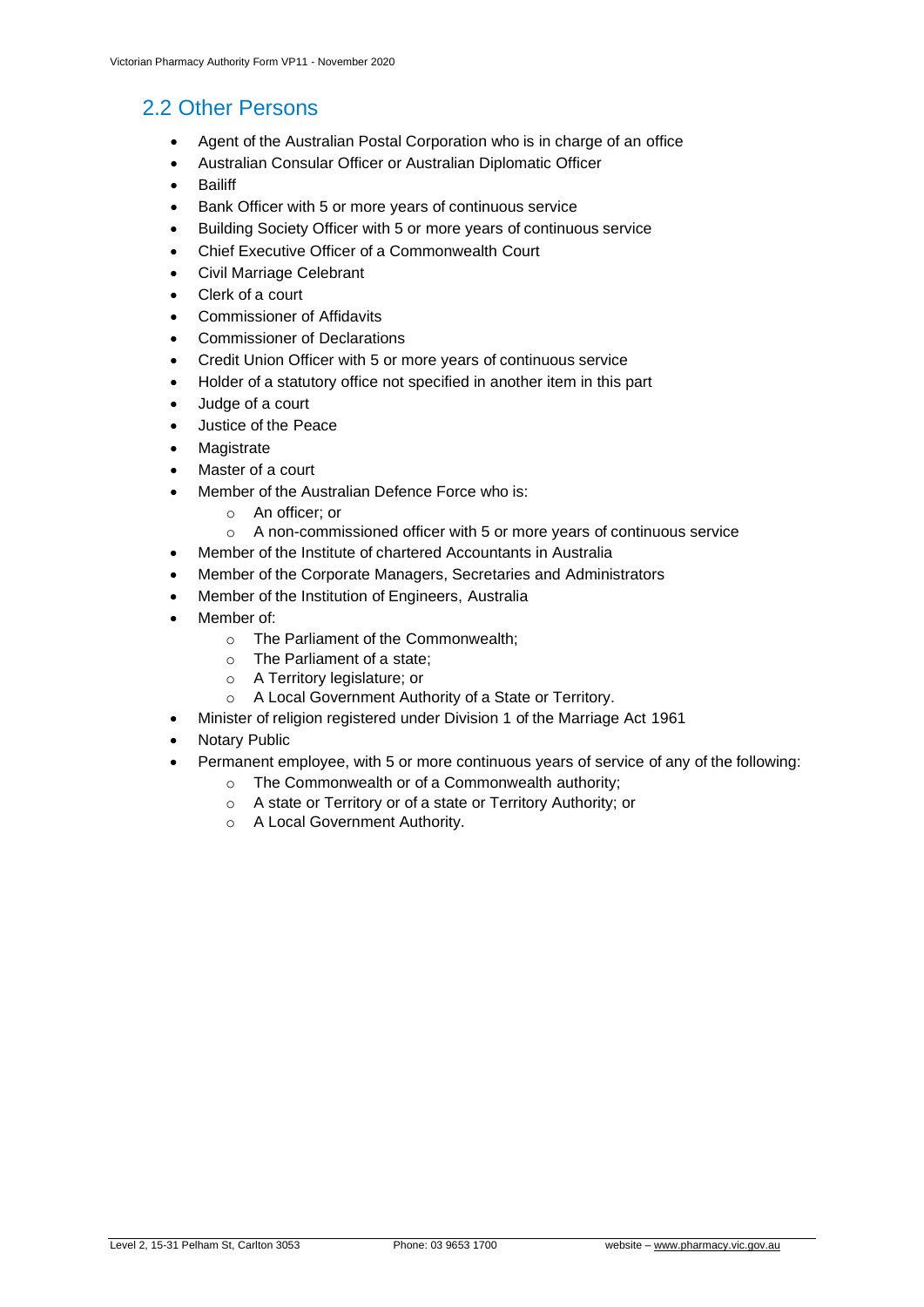## 2.2 Other Persons

- Agent of the Australian Postal Corporation who is in charge of an office
- Australian Consular Officer or Australian Diplomatic Officer
- Bailiff
- Bank Officer with 5 or more years of continuous service
- Building Society Officer with 5 or more years of continuous service
- Chief Executive Officer of a Commonwealth Court
- Civil Marriage Celebrant
- Clerk of a court
- Commissioner of Affidavits
- Commissioner of Declarations
- Credit Union Officer with 5 or more years of continuous service
- Holder of a statutory office not specified in another item in this part
- Judge of a court
- Justice of the Peace
- Magistrate
- Master of a court
- Member of the Australian Defence Force who is:
  - An officer; or
  - A non-commissioned officer with 5 or more years of continuous service
- Member of the Institute of chartered Accountants in Australia
- Member of the Corporate Managers, Secretaries and Administrators
- Member of the Institution of Engineers, Australia
- Member of:
  - The Parliament of the Commonwealth;
  - The Parliament of a state;
  - A Territory legislature; or
  - A Local Government Authority of a State or Territory.
- Minister of religion registered under Division 1 of the Marriage Act 1961
- Notary Public
- Permanent employee, with 5 or more continuous years of service of any of the following:
  - The Commonwealth or of a Commonwealth authority;
  - A state or Territory or of a state or Territory Authority; or
  - A Local Government Authority.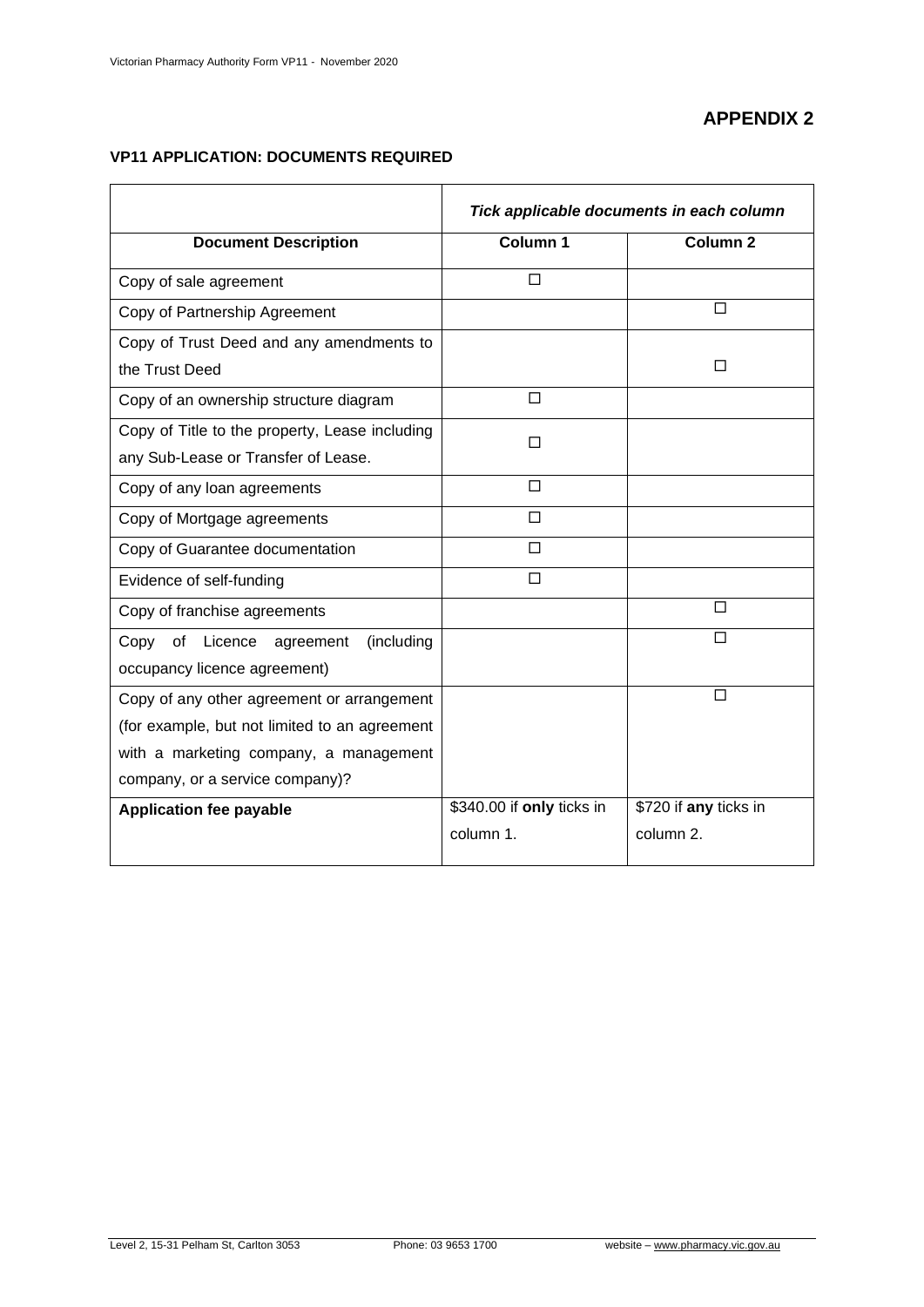## APPENDIX 2

### VP11 APPLICATION: DOCUMENTS REQUIRED

| | *Tick applicable documents in each column* | |
|---|---|---|
| **Document Description** | **Column 1** | **Column 2** |
| Copy of sale agreement | ☐ | |
| Copy of Partnership Agreement | | ☐ |
| Copy of Trust Deed and any amendments to the Trust Deed | | ☐ |
| Copy of an ownership structure diagram | ☐ | |
| Copy of Title to the property, Lease including any Sub-Lease or Transfer of Lease. | ☐ | |
| Copy of any loan agreements | ☐ | |
| Copy of Mortgage agreements | ☐ | |
| Copy of Guarantee documentation | ☐ | |
| Evidence of self-funding | ☐ | |
| Copy of franchise agreements | | ☐ |
| Copy of Licence agreement (including occupancy licence agreement) | | ☐ |
| Copy of any other agreement or arrangement (for example, but not limited to an agreement with a marketing company, a management company, or a service company)? | | ☐ |
| **Application fee payable** | $340.00 if **only** ticks in column 1. | $720 if **any** ticks in column 2. |